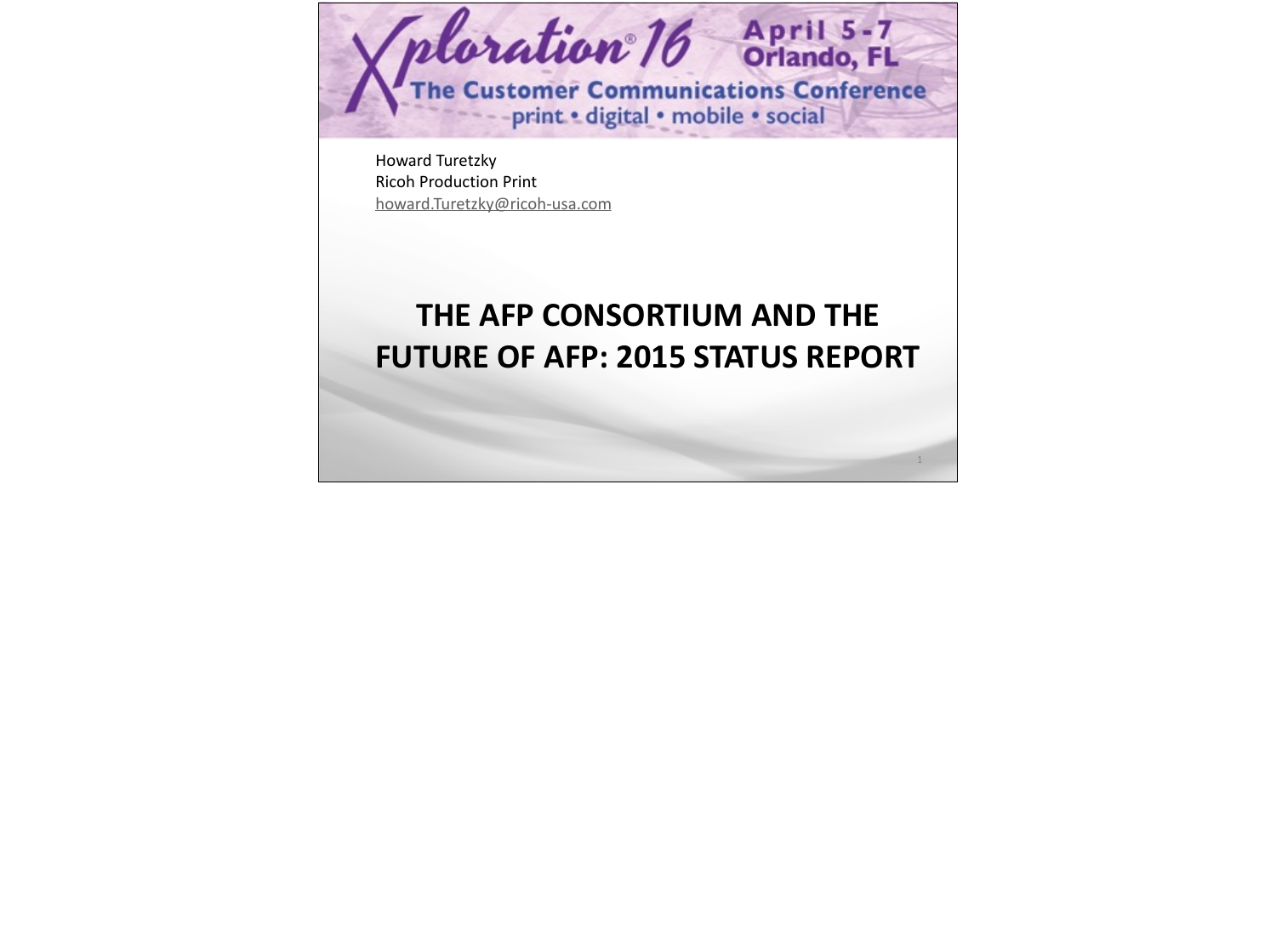Xploration® 16 April 5-7 Orlando, FL

The Customer Communications Conference

print • digital • mobile • social

Howard Turetzky
Ricoh Production Print
howard.Turetzky@ricoh-usa.com

# THE AFP CONSORTIUM AND THE FUTURE OF AFP: 2015 STATUS REPORT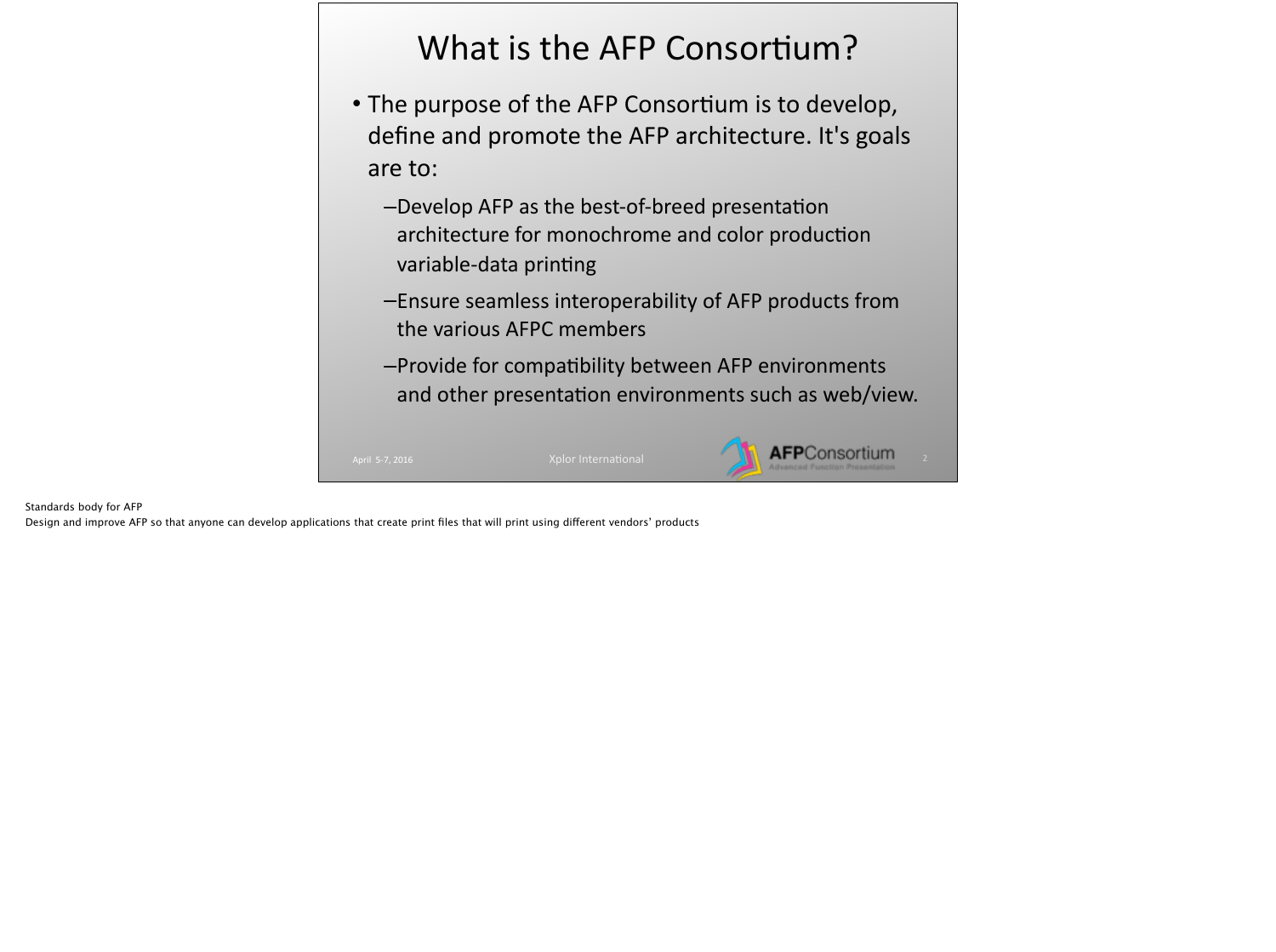# What is the AFP Consortium?

- The purpose of the AFP Consortium is to develop, define and promote the AFP architecture. It's goals are to:
  - Develop AFP as the best-of-breed presentation architecture for monochrome and color production variable-data printing
  - Ensure seamless interoperability of AFP products from the various AFPC members
  - Provide for compatibility between AFP environments and other presentation environments such as web/view.

Standards body for AFP

Design and improve AFP so that anyone can develop applications that create print files that will print using different vendors' products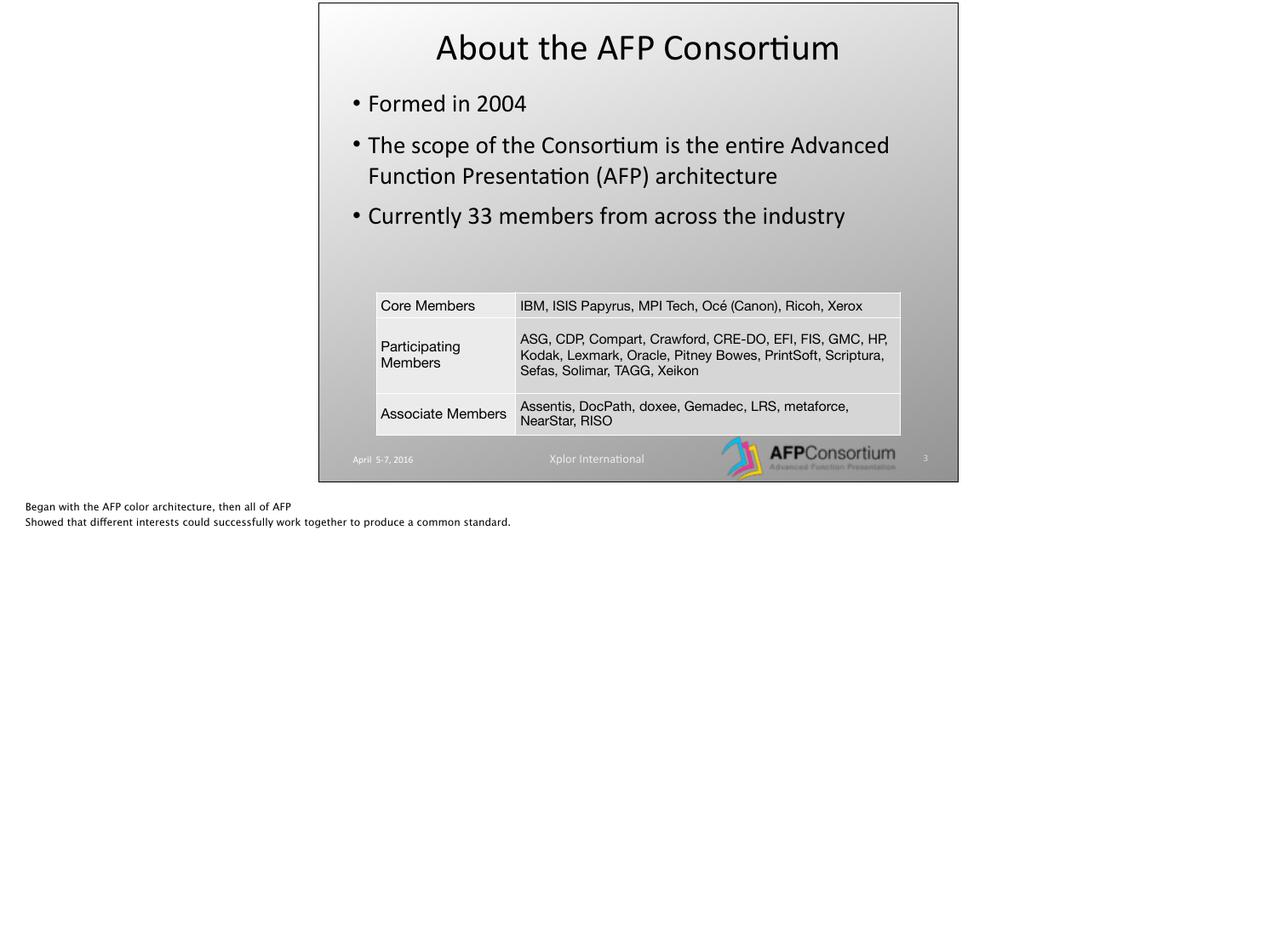# About the AFP Consortium

- Formed in 2004
- The scope of the Consortium is the entire Advanced Function Presentation (AFP) architecture
- Currently 33 members from across the industry

| | |
|---|---|
| Core Members | IBM, ISIS Papyrus, MPI Tech, Océ (Canon), Ricoh, Xerox |
| Participating Members | ASG, CDP, Compart, Crawford, CRE-DO, EFI, FIS, GMC, HP, Kodak, Lexmark, Oracle, Pitney Bowes, PrintSoft, Scriptura, Sefas, Solimar, TAGG, Xeikon |
| Associate Members | Assentis, DocPath, doxee, Gemadec, LRS, metaforce, NearStar, RISO |

Began with the AFP color architecture, then all of AFP
Showed that different interests could successfully work together to produce a common standard.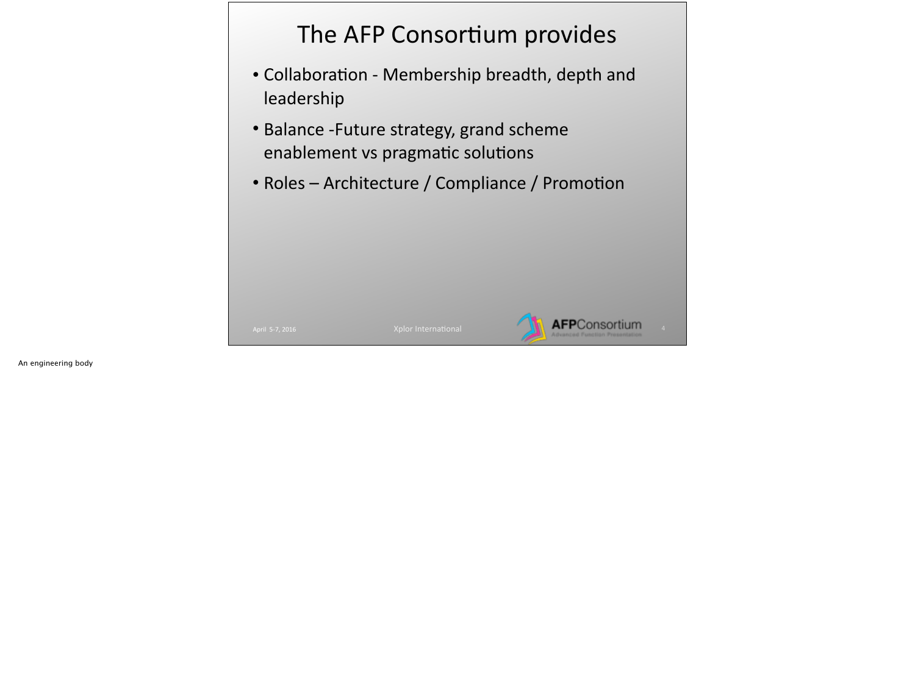# The AFP Consortium provides

- Collaboration - Membership breadth, depth and leadership
- Balance -Future strategy, grand scheme enablement vs pragmatic solutions
- Roles – Architecture / Compliance / Promotion

An engineering body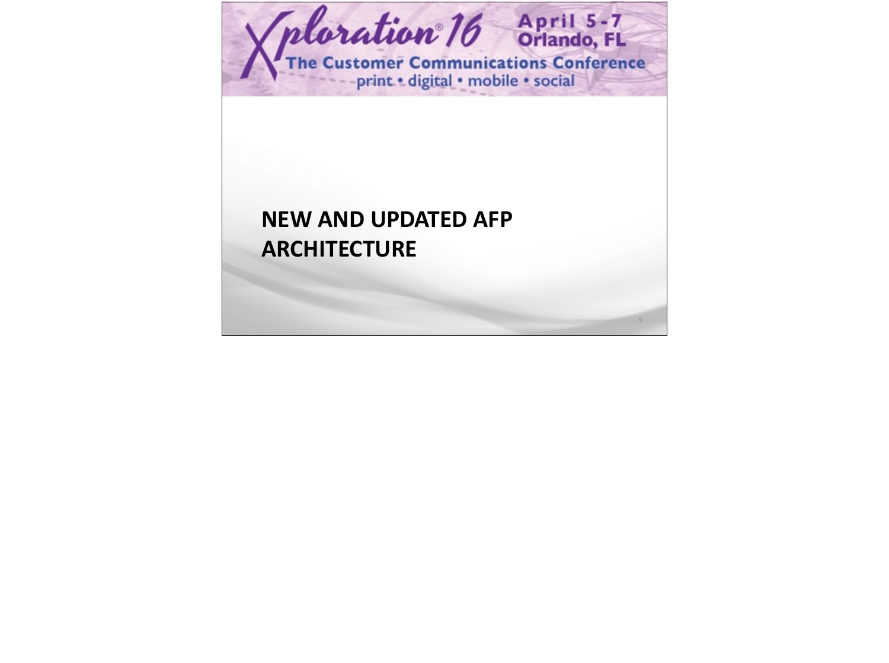# NEW AND UPDATED AFP ARCHITECTURE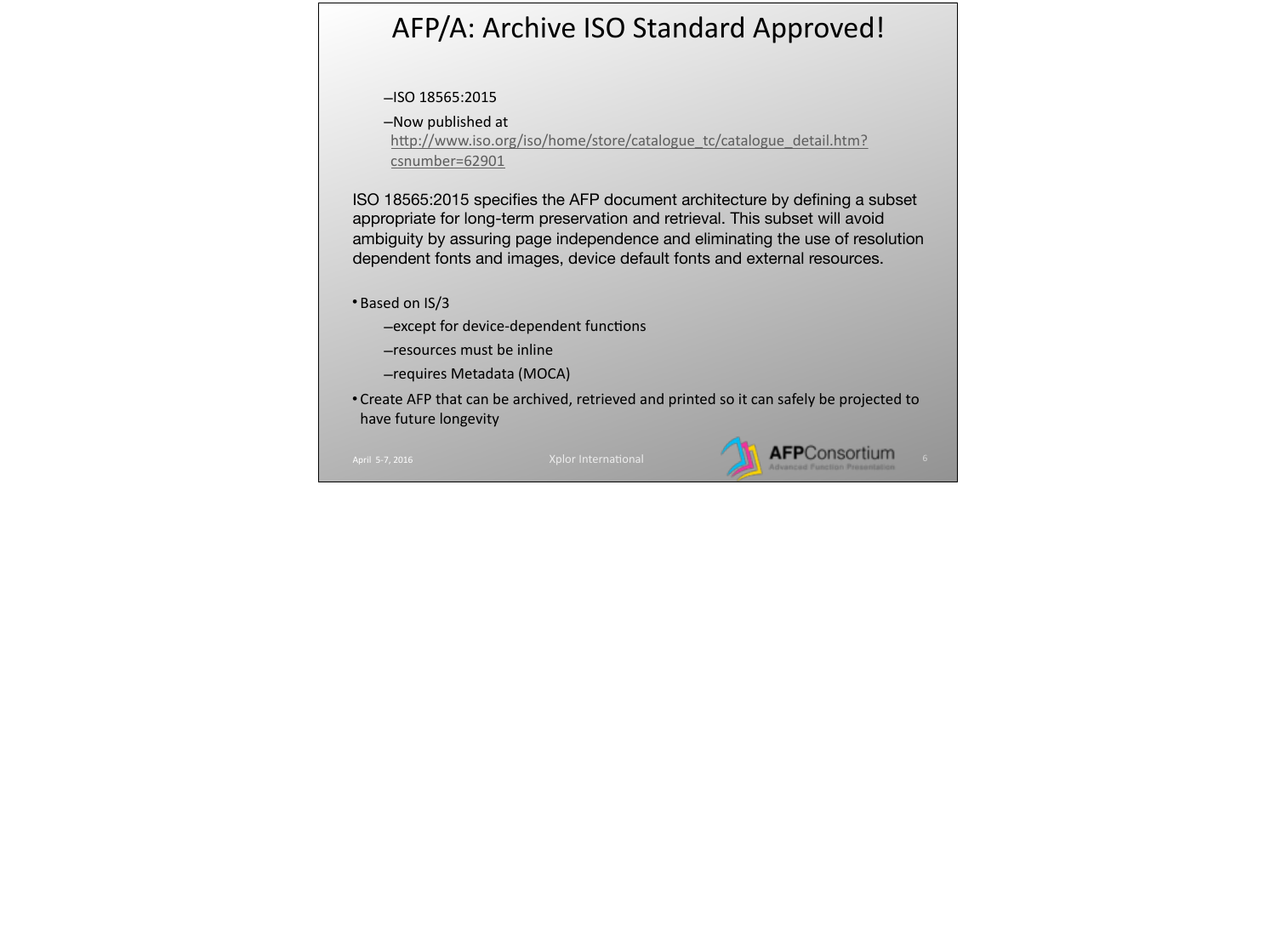# AFP/A: Archive ISO Standard Approved!

- ISO 18565:2015
- Now published at http://www.iso.org/iso/home/store/catalogue_tc/catalogue_detail.htm?csnumber=62901

ISO 18565:2015 specifies the AFP document architecture by defining a subset appropriate for long-term preservation and retrieval. This subset will avoid ambiguity by assuring page independence and eliminating the use of resolution dependent fonts and images, device default fonts and external resources.

- Based on IS/3
  - except for device-dependent functions
  - resources must be inline
  - requires Metadata (MOCA)
- Create AFP that can be archived, retrieved and printed so it can safely be projected to have future longevity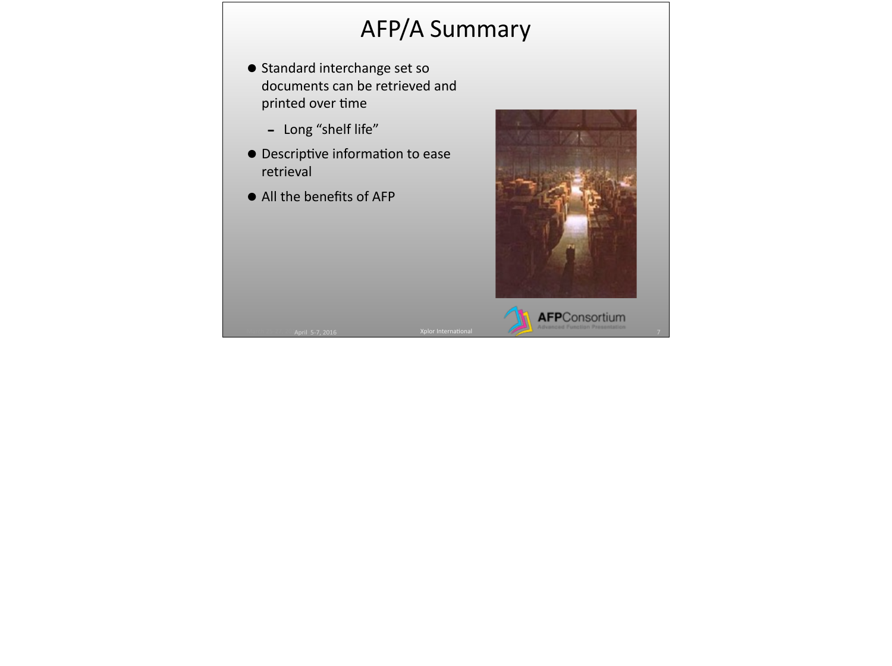# AFP/A Summary

- Standard interchange set so documents can be retrieved and printed over time
  - Long "shelf life"
- Descriptive information to ease retrieval
- All the benefits of AFP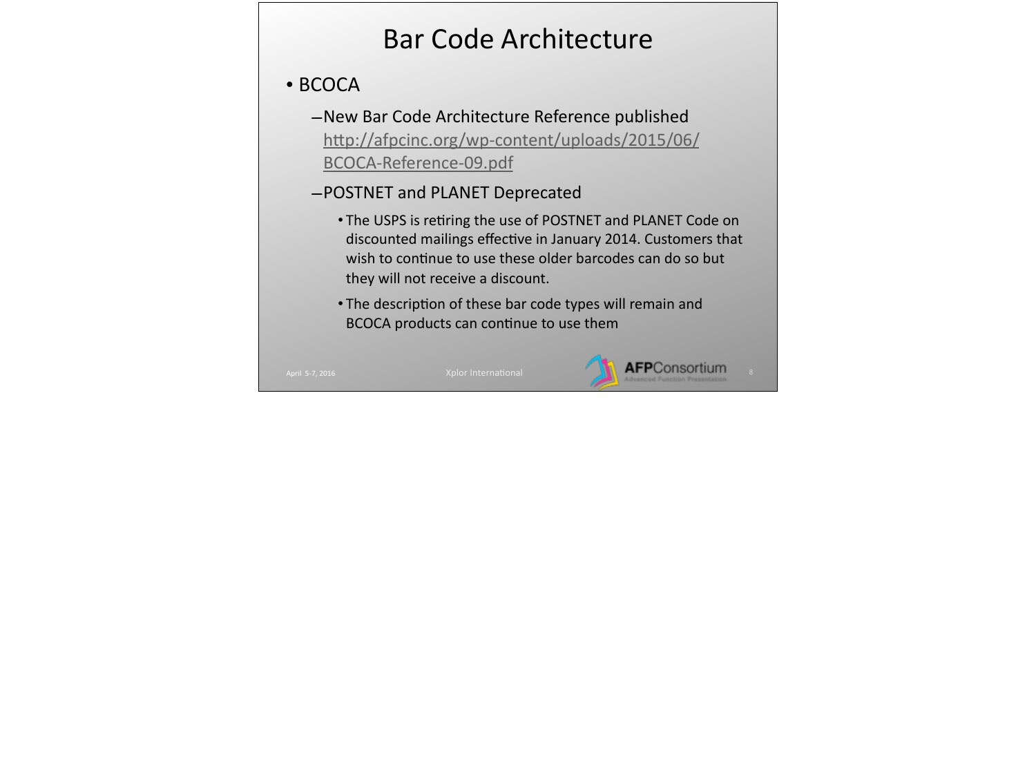# Bar Code Architecture

- BCOCA
  - New Bar Code Architecture Reference published http://afpcinc.org/wp-content/uploads/2015/06/BCOCA-Reference-09.pdf
  - POSTNET and PLANET Deprecated
    - The USPS is retiring the use of POSTNET and PLANET Code on discounted mailings effective in January 2014. Customers that wish to continue to use these older barcodes can do so but they will not receive a discount.
    - The description of these bar code types will remain and BCOCA products can continue to use them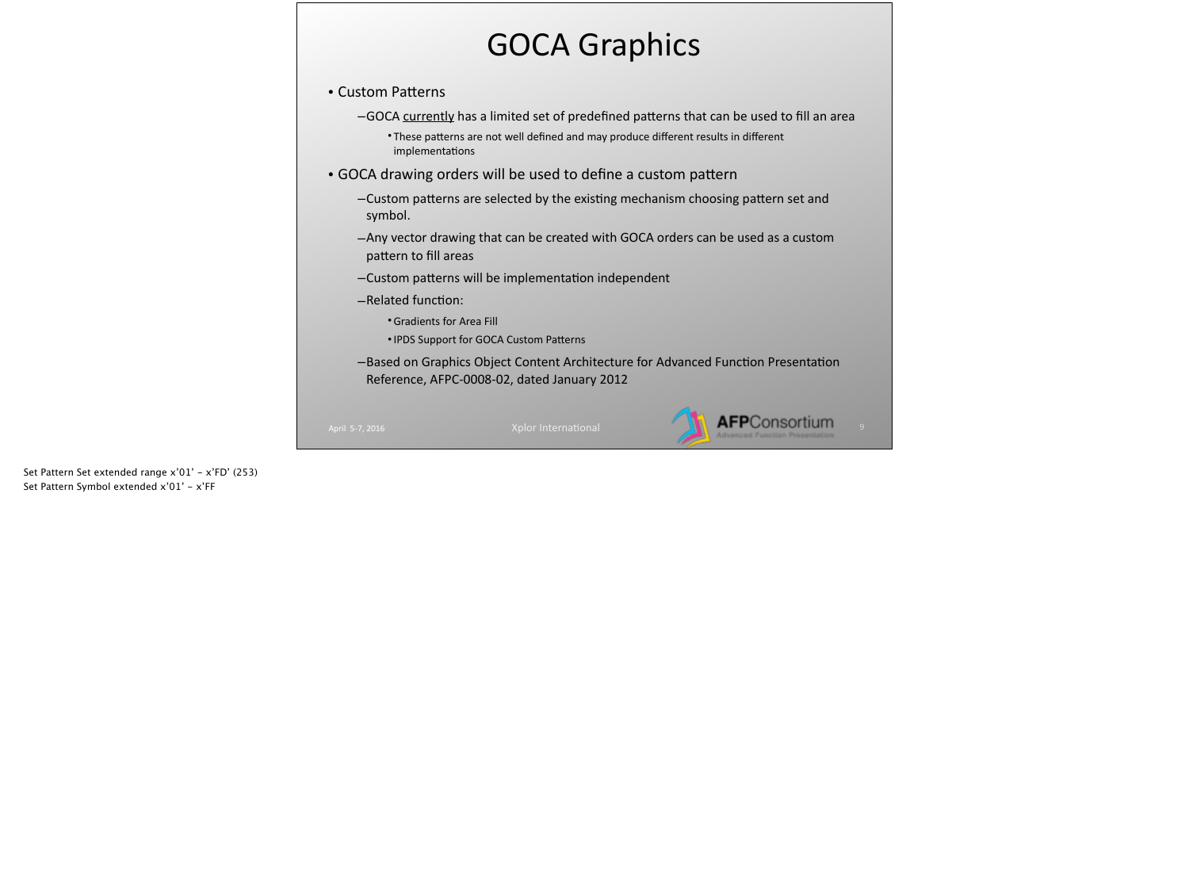# GOCA Graphics

- Custom Patterns
  - GOCA currently has a limited set of predefined patterns that can be used to fill an area
    - These patterns are not well defined and may produce different results in different implementations
- GOCA drawing orders will be used to define a custom pattern
  - Custom patterns are selected by the existing mechanism choosing pattern set and symbol.
  - Any vector drawing that can be created with GOCA orders can be used as a custom pattern to fill areas
  - Custom patterns will be implementation independent
  - Related function:
    - Gradients for Area Fill
    - IPDS Support for GOCA Custom Patterns
  - Based on Graphics Object Content Architecture for Advanced Function Presentation Reference, AFPC-0008-02, dated January 2012

April 5-7, 2016 Xplor International

Set Pattern Set extended range x'01' – x'FD' (253)
Set Pattern Symbol extended x'01' – x'FF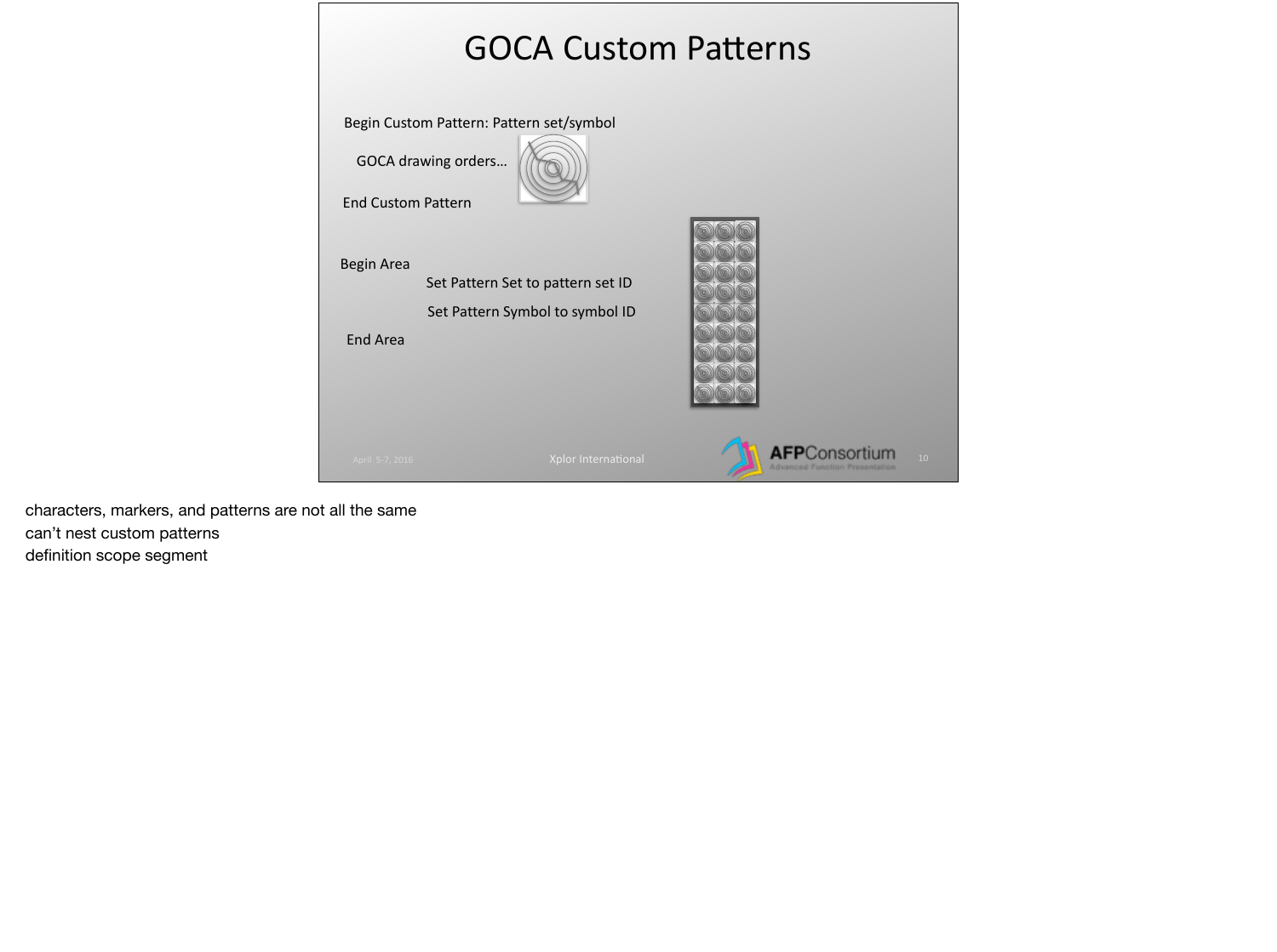# GOCA Custom Patterns

Begin Custom Pattern: Pattern set/symbol

GOCA drawing orders...

End Custom Pattern

Begin Area

Set Pattern Set to pattern set ID

Set Pattern Symbol to symbol ID

End Area

characters, markers, and patterns are not all the same
can't nest custom patterns
definition scope segment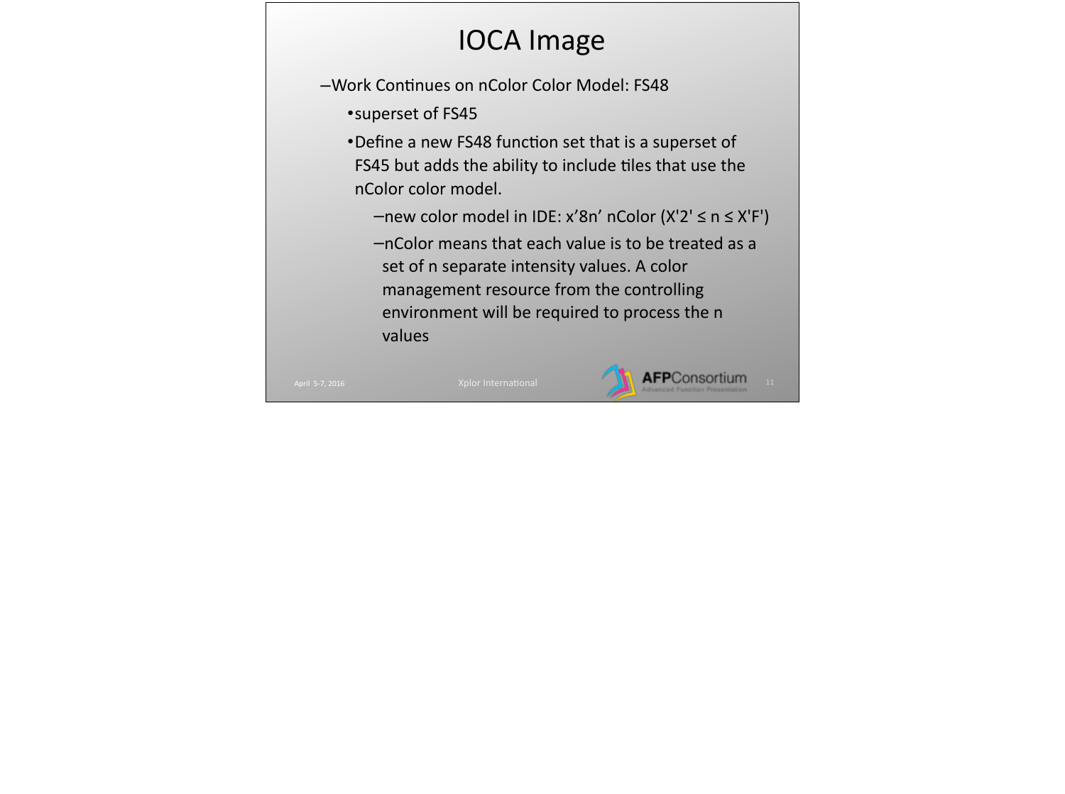# IOCA Image

- Work Continues on nColor Color Model: FS48
  - superset of FS45
  - Define a new FS48 function set that is a superset of FS45 but adds the ability to include tiles that use the nColor color model.
    - new color model in IDE: x’8n’ nColor (X'2' ≤ n ≤ X'F')
    - nColor means that each value is to be treated as a set of n separate intensity values. A color management resource from the controlling environment will be required to process the n values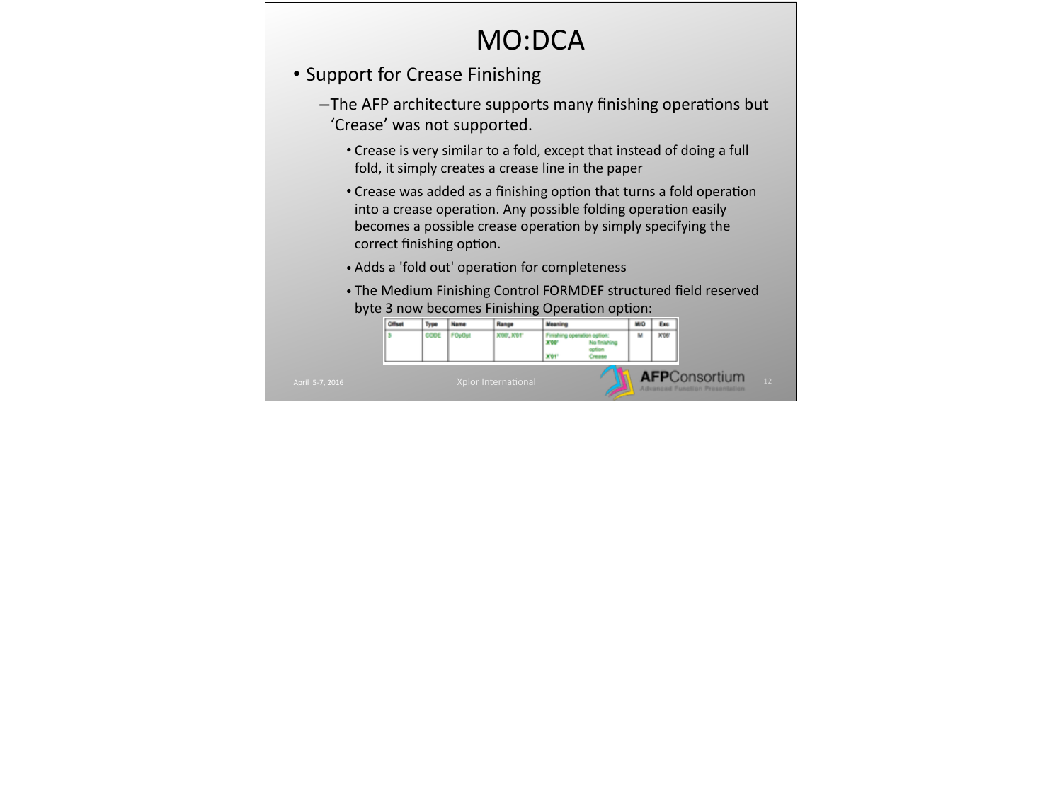# MO:DCA

- Support for Crease Finishing
  - The AFP architecture supports many finishing operations but 'Crease' was not supported.
    - Crease is very similar to a fold, except that instead of doing a full fold, it simply creates a crease line in the paper
    - Crease was added as a finishing option that turns a fold operation into a crease operation. Any possible folding operation easily becomes a possible crease operation by simply specifying the correct finishing option.
    - Adds a 'fold out' operation for completeness
    - The Medium Finishing Control FORMDEF structured field reserved byte 3 now becomes Finishing Operation option:

| Offset | Type | Name | Range | Meaning | M/O | Exc |
| --- | --- | --- | --- | --- | --- | --- |
| 3 | CODE | FOpOpt | X'00', X'01' | Finishing operation option: X'00' No finishing option; X'01' Crease | M | X'06' |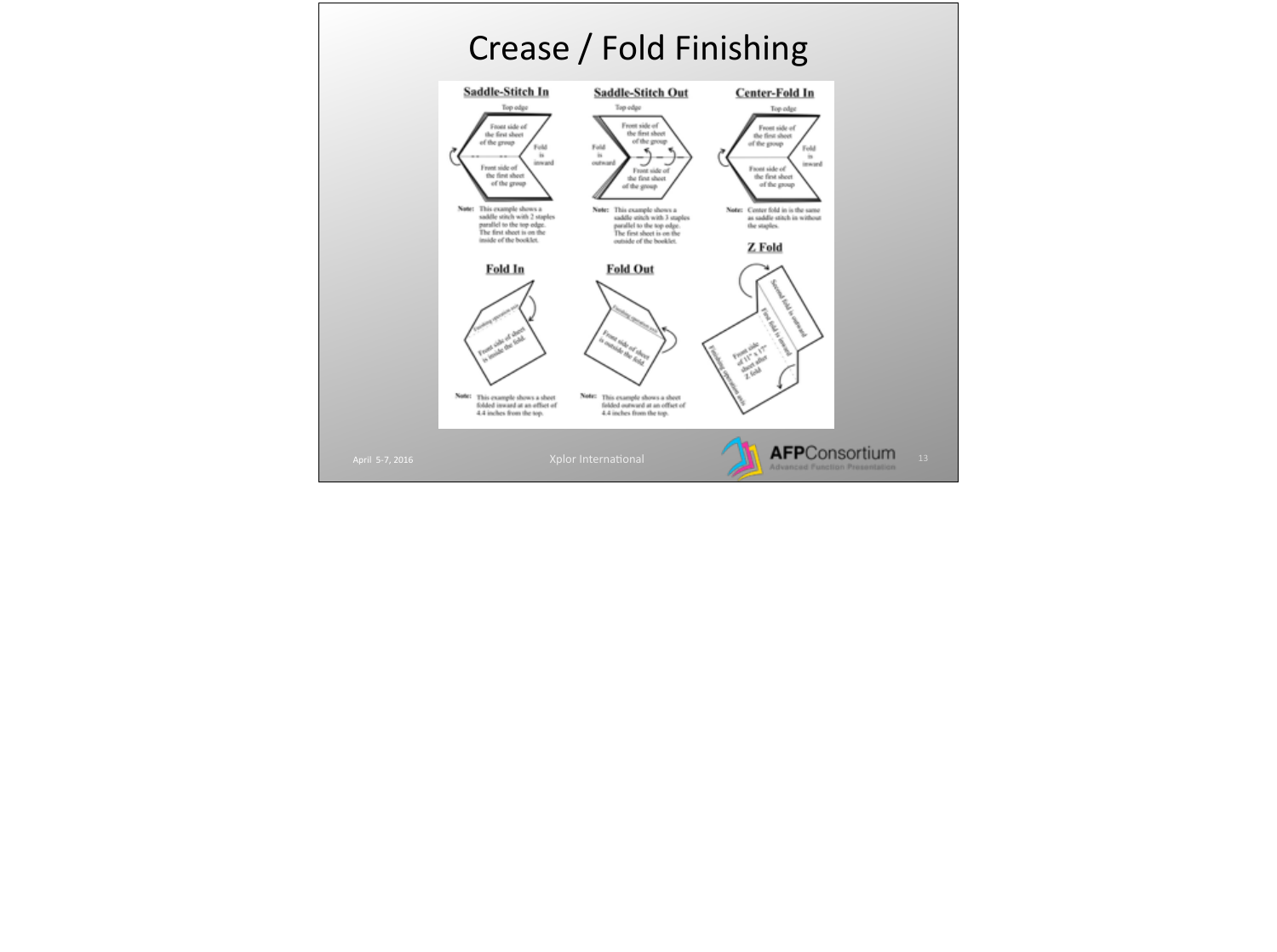# Crease / Fold Finishing

## Saddle-Stitch In

Top edge

Front side of the first sheet of the group

Fold is inward

Front side of the first sheet of the group

**Note:** This example shows a saddle stitch with 2 staples parallel to the top edge. The first sheet is on the inside of the booklet.

## Saddle-Stitch Out

Top edge

Front side of the first sheet of the group

Fold is outward

Front side of the first sheet of the group

**Note:** This example shows a saddle stitch with 3 staples parallel to the top edge. The first sheet is on the outside of the booklet.

## Center-Fold In

Top edge

Front side of the first sheet of the group

Fold is inward

Front side of the first sheet of the group

**Note:** Center fold in is the same as saddle stitch in without the staples.

## Fold In

Finishing operation axis

Front side of sheet is inside the fold.

**Note:** This example shows a sheet folded inward at an offset of 4.4 inches from the top.

## Fold Out

Finishing operation axis

Front side of sheet is outside the fold.

**Note:** This example shows a sheet folded outward at an offset of 4.4 inches from the top.

## Z Fold

Second fold is outward

First fold is inward

Front side of 11" x 17" sheet after Z fold

Finishing operation axis

April 5-7, 2016 Xplor International

AFPConsortium Advanced Function Presentation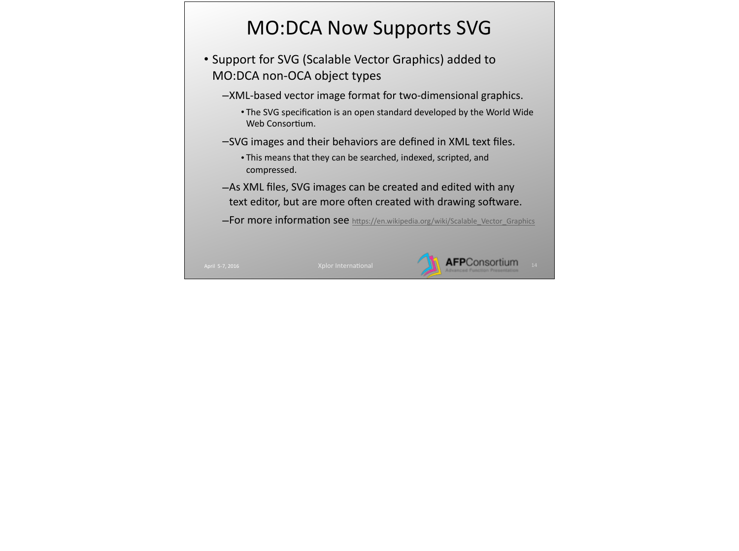# MO:DCA Now Supports SVG

- Support for SVG (Scalable Vector Graphics) added to MO:DCA non-OCA object types
  - XML-based vector image format for two-dimensional graphics.
    - The SVG specification is an open standard developed by the World Wide Web Consortium.
  - SVG images and their behaviors are defined in XML text files.
    - This means that they can be searched, indexed, scripted, and compressed.
  - As XML files, SVG images can be created and edited with any text editor, but are more often created with drawing software.
  - For more information see https://en.wikipedia.org/wiki/Scalable_Vector_Graphics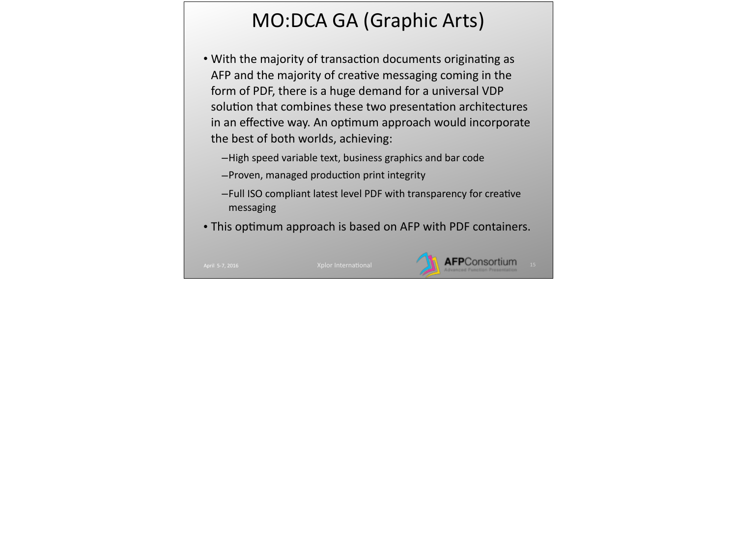# MO:DCA GA (Graphic Arts)

- With the majority of transaction documents originating as AFP and the majority of creative messaging coming in the form of PDF, there is a huge demand for a universal VDP solution that combines these two presentation architectures in an effective way. An optimum approach would incorporate the best of both worlds, achieving:
  - High speed variable text, business graphics and bar code
  - Proven, managed production print integrity
  - Full ISO compliant latest level PDF with transparency for creative messaging
- This optimum approach is based on AFP with PDF containers.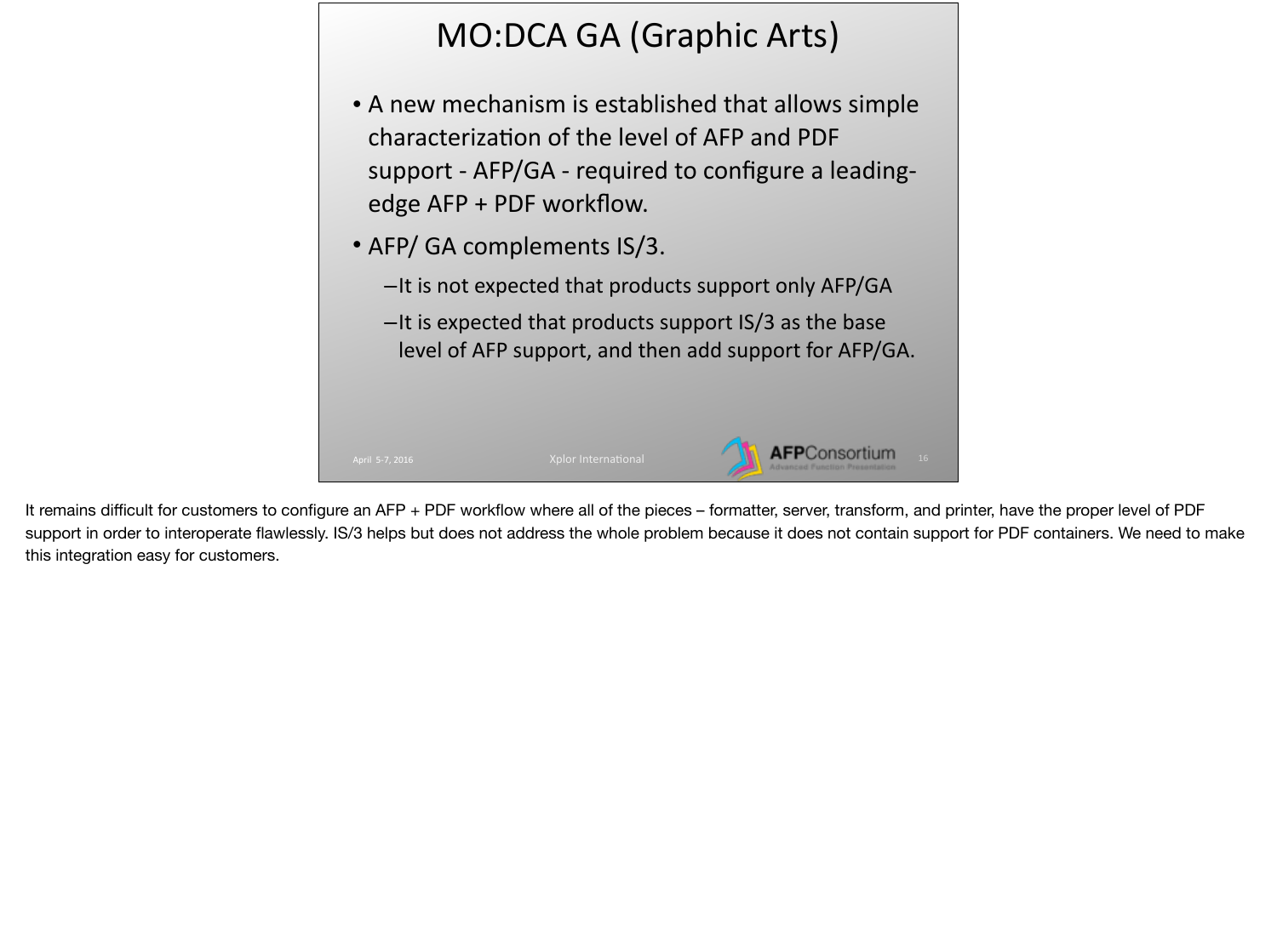# MO:DCA GA (Graphic Arts)

- A new mechanism is established that allows simple characterization of the level of AFP and PDF support - AFP/GA - required to configure a leading-edge AFP + PDF workflow.
- AFP/ GA complements IS/3.
  - It is not expected that products support only AFP/GA
  - It is expected that products support IS/3 as the base level of AFP support, and then add support for AFP/GA.

It remains difficult for customers to configure an AFP + PDF workflow where all of the pieces – formatter, server, transform, and printer, have the proper level of PDF support in order to interoperate flawlessly. IS/3 helps but does not address the whole problem because it does not contain support for PDF containers. We need to make this integration easy for customers.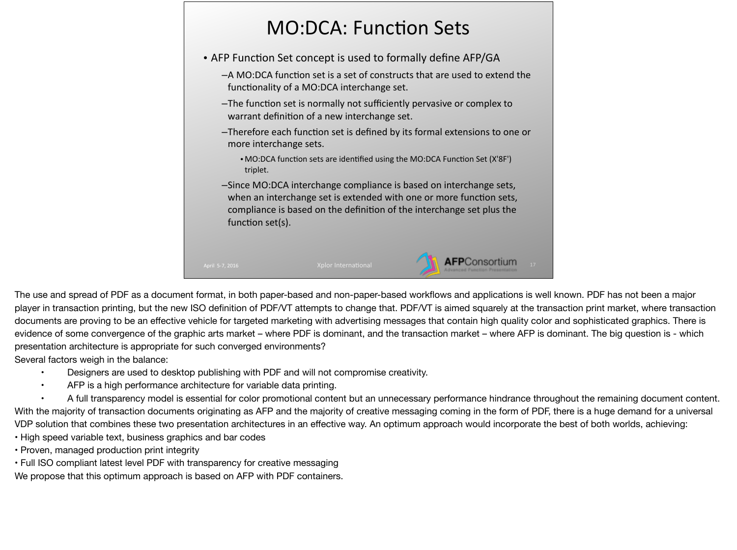# MO:DCA: Function Sets

- AFP Function Set concept is used to formally define AFP/GA
  - A MO:DCA function set is a set of constructs that are used to extend the functionality of a MO:DCA interchange set.
  - The function set is normally not sufficiently pervasive or complex to warrant definition of a new interchange set.
  - Therefore each function set is defined by its formal extensions to one or more interchange sets.
    - MO:DCA function sets are identified using the MO:DCA Function Set (X'8F') triplet.
  - Since MO:DCA interchange compliance is based on interchange sets, when an interchange set is extended with one or more function sets, compliance is based on the definition of the interchange set plus the function set(s).

The use and spread of PDF as a document format, in both paper-based and non-paper-based workflows and applications is well known. PDF has not been a major player in transaction printing, but the new ISO definition of PDF/VT attempts to change that. PDF/VT is aimed squarely at the transaction print market, where transaction documents are proving to be an effective vehicle for targeted marketing with advertising messages that contain high quality color and sophisticated graphics. There is evidence of some convergence of the graphic arts market – where PDF is dominant, and the transaction market – where AFP is dominant. The big question is - which presentation architecture is appropriate for such converged environments?

Several factors weigh in the balance:

- Designers are used to desktop publishing with PDF and will not compromise creativity.
- AFP is a high performance architecture for variable data printing.
- A full transparency model is essential for color promotional content but an unnecessary performance hindrance throughout the remaining document content.

With the majority of transaction documents originating as AFP and the majority of creative messaging coming in the form of PDF, there is a huge demand for a universal VDP solution that combines these two presentation architectures in an effective way. An optimum approach would incorporate the best of both worlds, achieving:

- High speed variable text, business graphics and bar codes
- Proven, managed production print integrity
- Full ISO compliant latest level PDF with transparency for creative messaging

We propose that this optimum approach is based on AFP with PDF containers.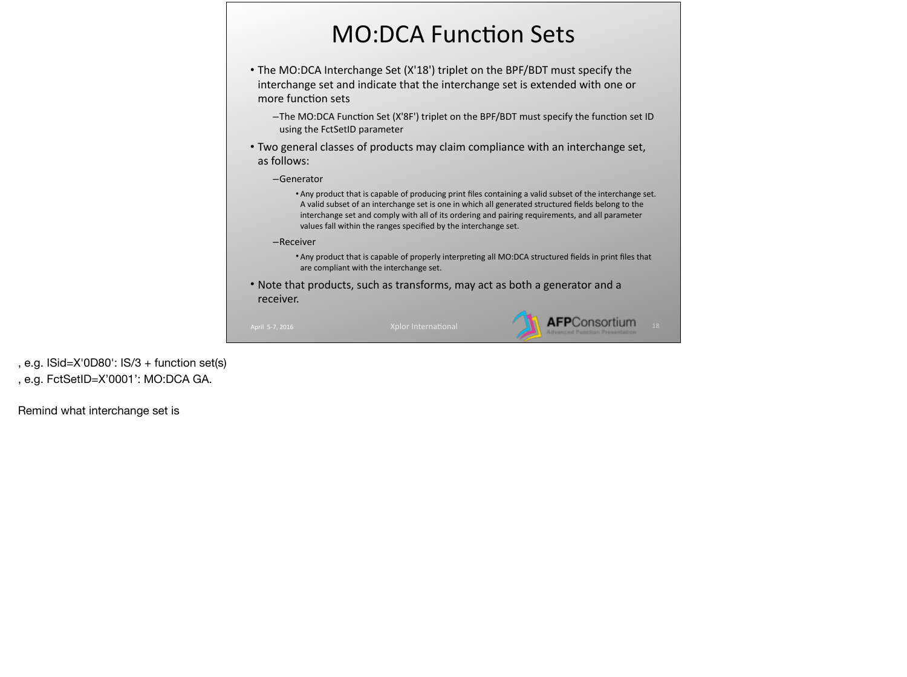# MO:DCA Function Sets

- The MO:DCA Interchange Set (X'18') triplet on the BPF/BDT must specify the interchange set and indicate that the interchange set is extended with one or more function sets
  - The MO:DCA Function Set (X'8F') triplet on the BPF/BDT must specify the function set ID using the FctSetID parameter
- Two general classes of products may claim compliance with an interchange set, as follows:
  - Generator
    - Any product that is capable of producing print files containing a valid subset of the interchange set. A valid subset of an interchange set is one in which all generated structured fields belong to the interchange set and comply with all of its ordering and pairing requirements, and all parameter values fall within the ranges specified by the interchange set.
  - Receiver
    - Any product that is capable of properly interpreting all MO:DCA structured fields in print files that are compliant with the interchange set.
- Note that products, such as transforms, may act as both a generator and a receiver.

, e.g. ISid=X'0D80': IS/3 + function set(s)

, e.g. FctSetID=X'0001': MO:DCA GA.

Remind what interchange set is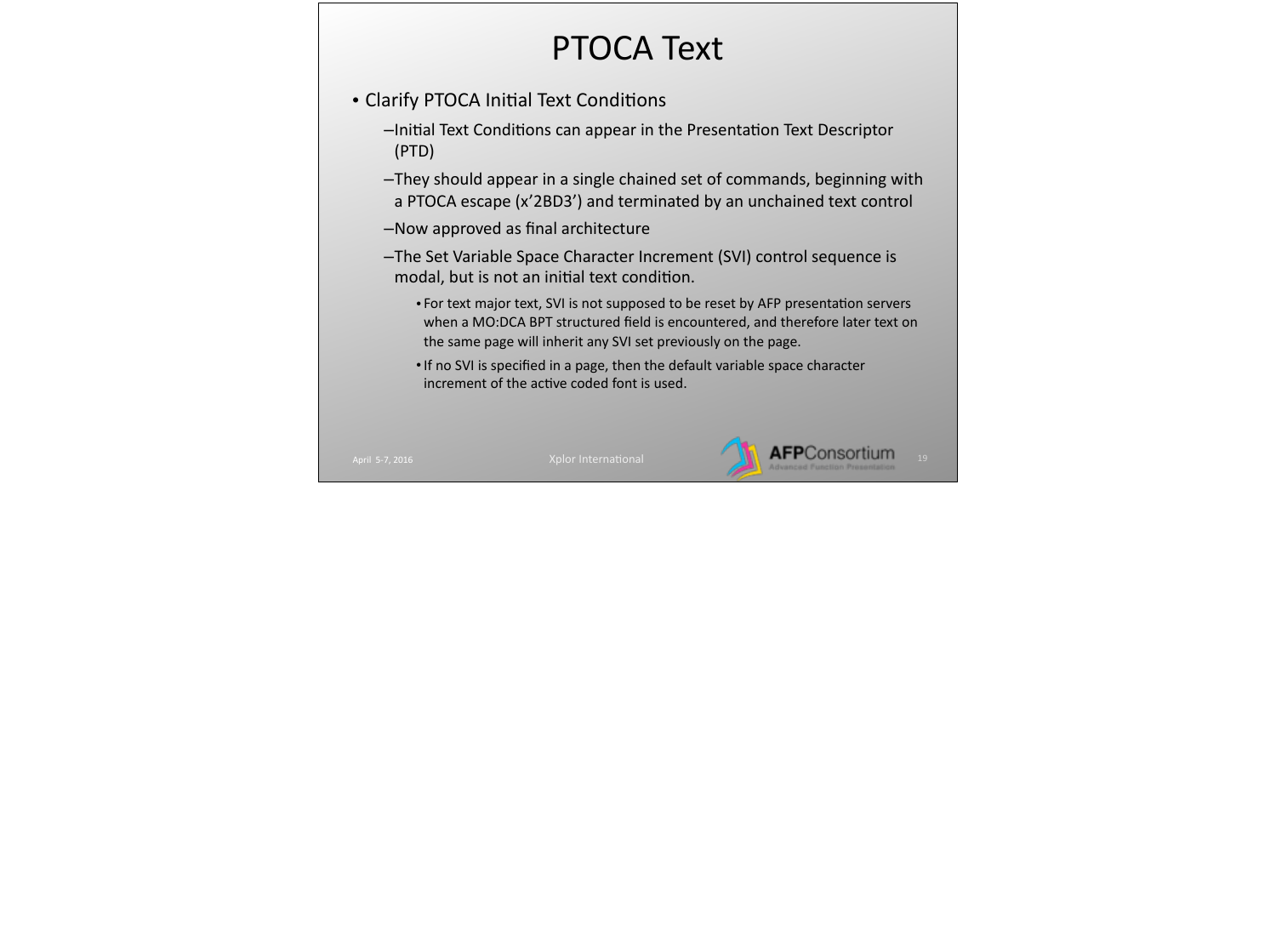# PTOCA Text

- Clarify PTOCA Initial Text Conditions
  - Initial Text Conditions can appear in the Presentation Text Descriptor (PTD)
  - They should appear in a single chained set of commands, beginning with a PTOCA escape (x'2BD3') and terminated by an unchained text control
  - Now approved as final architecture
  - The Set Variable Space Character Increment (SVI) control sequence is modal, but is not an initial text condition.
    - For text major text, SVI is not supposed to be reset by AFP presentation servers when a MO:DCA BPT structured field is encountered, and therefore later text on the same page will inherit any SVI set previously on the page.
    - If no SVI is specified in a page, then the default variable space character increment of the active coded font is used.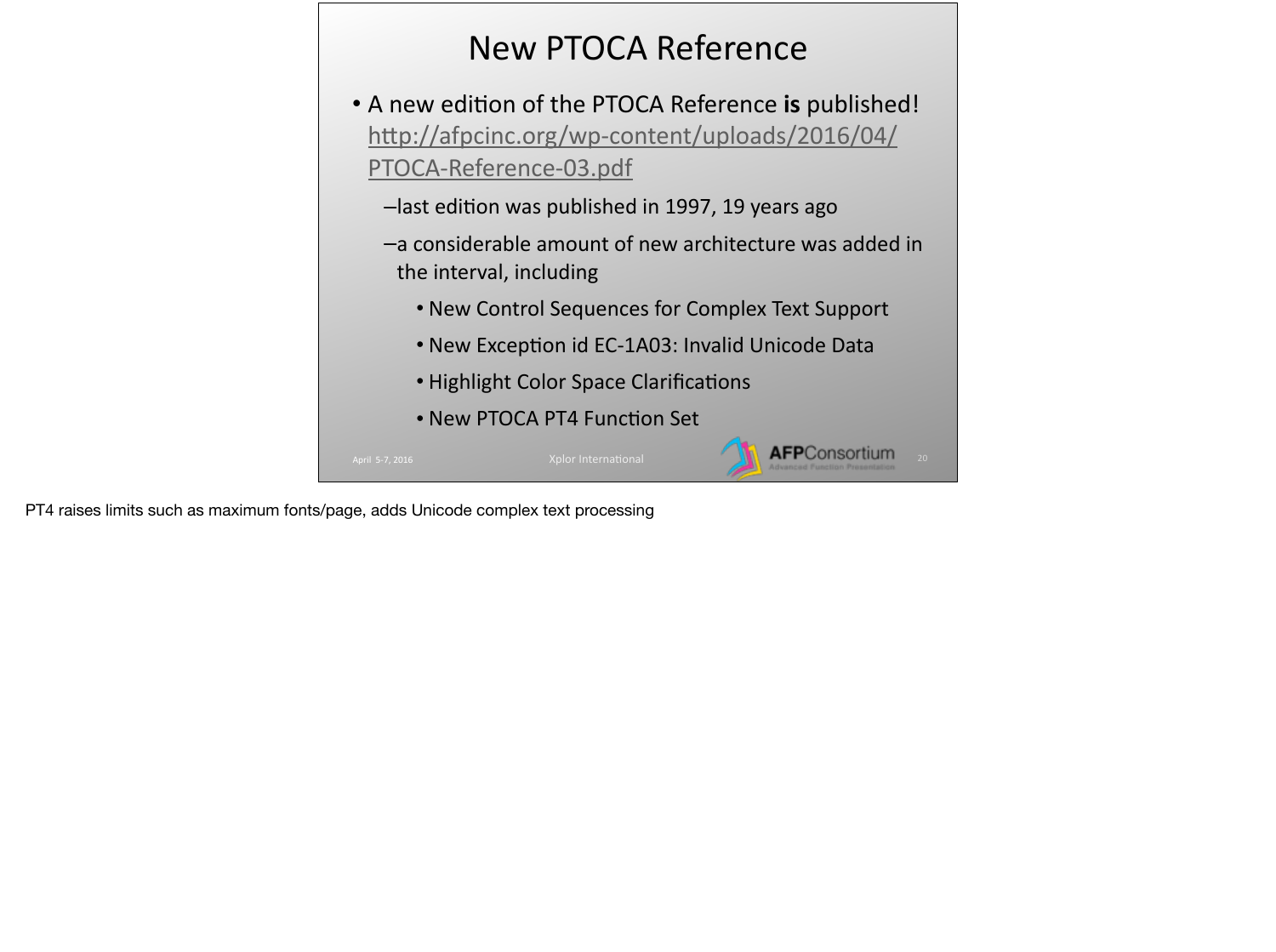# New PTOCA Reference

- A new edition of the PTOCA Reference **is** published! http://afpcinc.org/wp-content/uploads/2016/04/PTOCA-Reference-03.pdf
  - last edition was published in 1997, 19 years ago
  - a considerable amount of new architecture was added in the interval, including
    - New Control Sequences for Complex Text Support
    - New Exception id EC-1A03: Invalid Unicode Data
    - Highlight Color Space Clarifications
    - New PTOCA PT4 Function Set

PT4 raises limits such as maximum fonts/page, adds Unicode complex text processing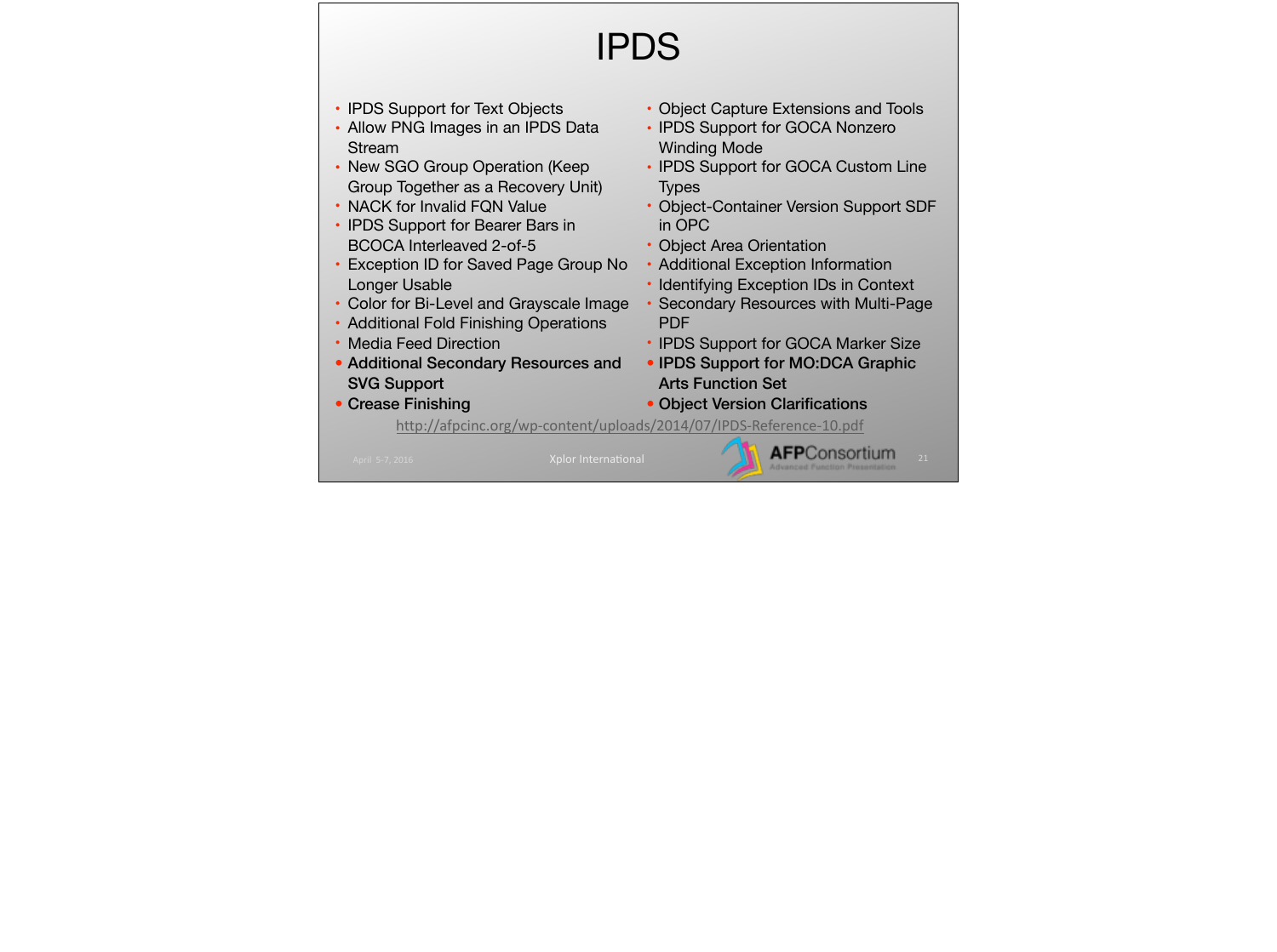# IPDS

- IPDS Support for Text Objects
- Allow PNG Images in an IPDS Data Stream
- New SGO Group Operation (Keep Group Together as a Recovery Unit)
- NACK for Invalid FQN Value
- IPDS Support for Bearer Bars in BCOCA Interleaved 2-of-5
- Exception ID for Saved Page Group No Longer Usable
- Color for Bi-Level and Grayscale Image
- Additional Fold Finishing Operations
- Media Feed Direction
- **Additional Secondary Resources and SVG Support**
- **Crease Finishing**
- Object Capture Extensions and Tools
- IPDS Support for GOCA Nonzero Winding Mode
- IPDS Support for GOCA Custom Line Types
- Object-Container Version Support SDF in OPC
- Object Area Orientation
- Additional Exception Information
- Identifying Exception IDs in Context
- Secondary Resources with Multi-Page PDF
- IPDS Support for GOCA Marker Size
- **IPDS Support for MO:DCA Graphic Arts Function Set**
- **Object Version Clarifications**

http://afpcinc.org/wp-content/uploads/2014/07/IPDS-Reference-10.pdf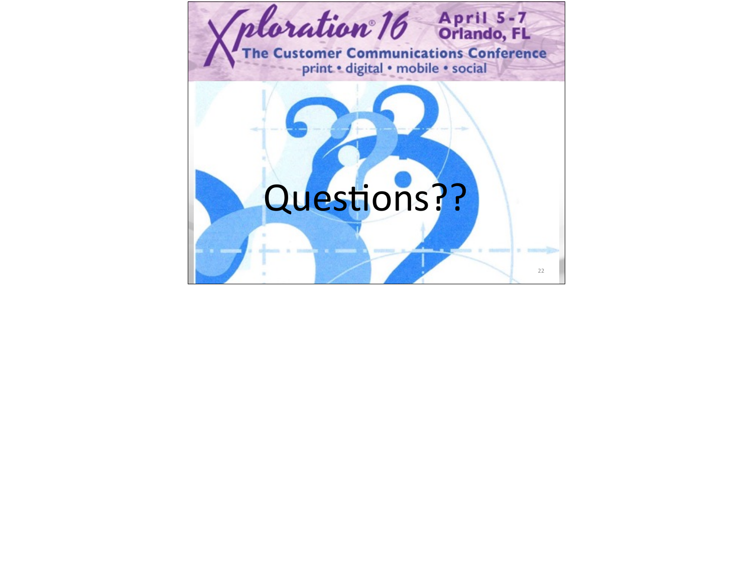# Questions??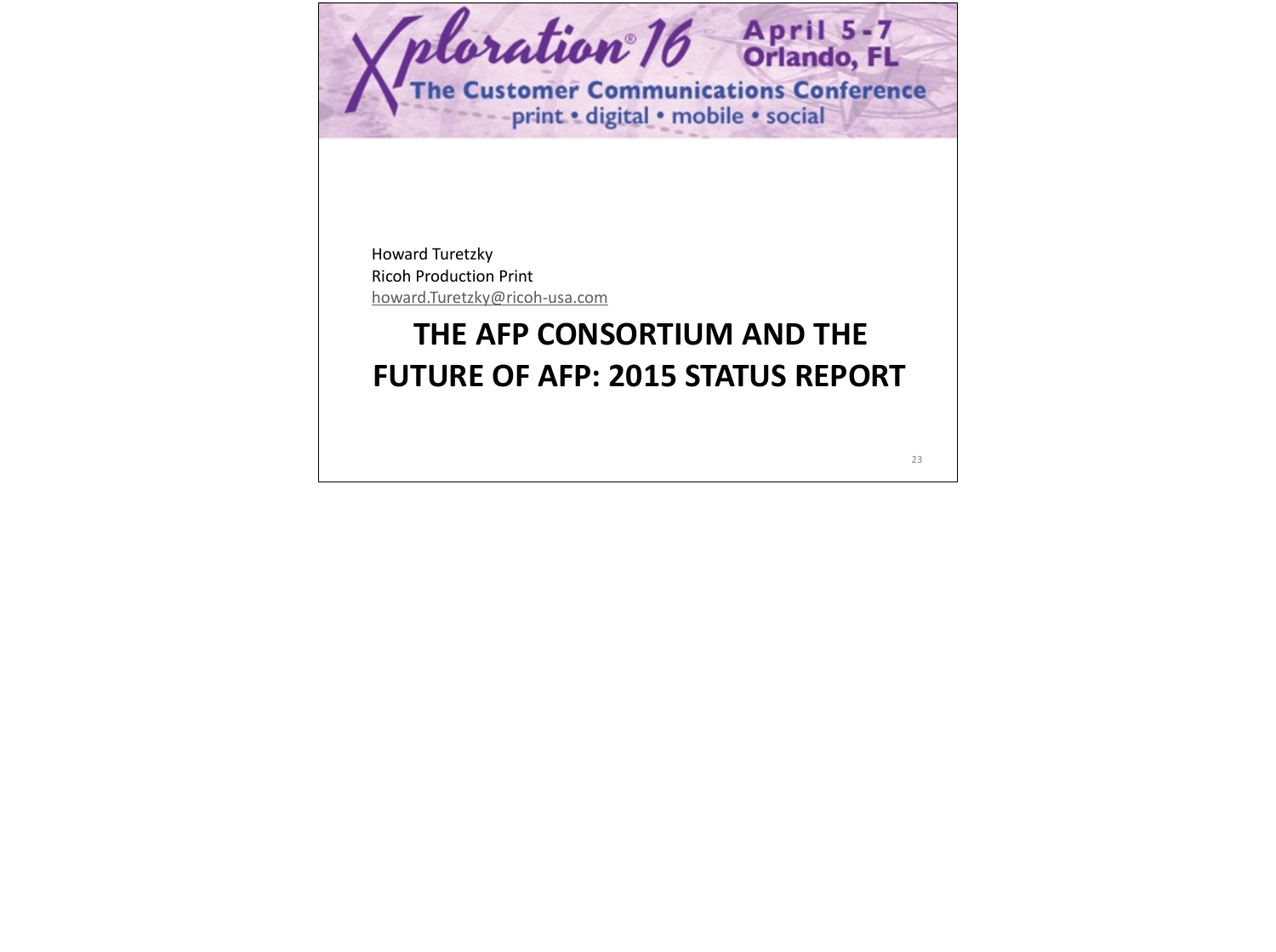Xploration® 16 — April 5-7, Orlando, FL

The Customer Communications Conference

print • digital • mobile • social

Howard Turetzky
Ricoh Production Print
howard.Turetzky@ricoh-usa.com

# THE AFP CONSORTIUM AND THE FUTURE OF AFP: 2015 STATUS REPORT